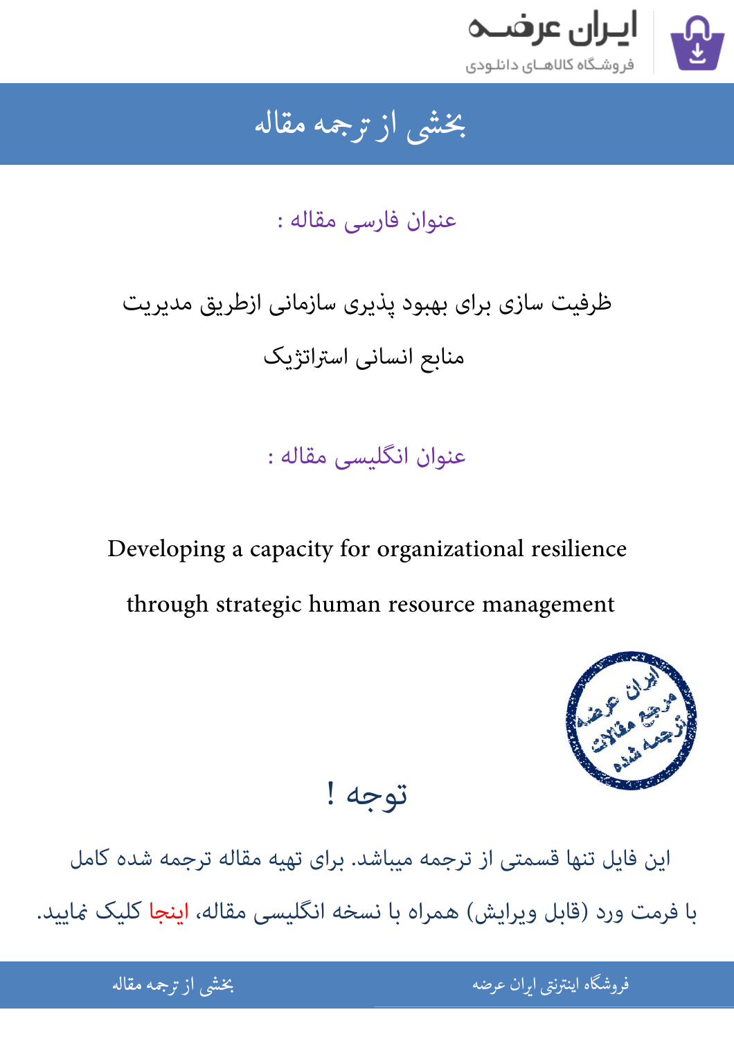# بخشی از ترجمه مقاله

## عنوان فارسی مقاله :

ظرفیت سازی برای بهبود پذیری سازمانی ازطریق مدیریت منابع انسانی استراتژیک

## عنوان انگلیسی مقاله :

Developing a capacity for organizational resilience through strategic human resource management

## توجه !

این فایل تنها قسمتی از ترجمه میباشد. برای تهیه مقاله ترجمه شده کامل با فرمت ورد (قابل ویرایش) همراه با نسخه انگلیسی مقاله، اینجا کلیک نمایید.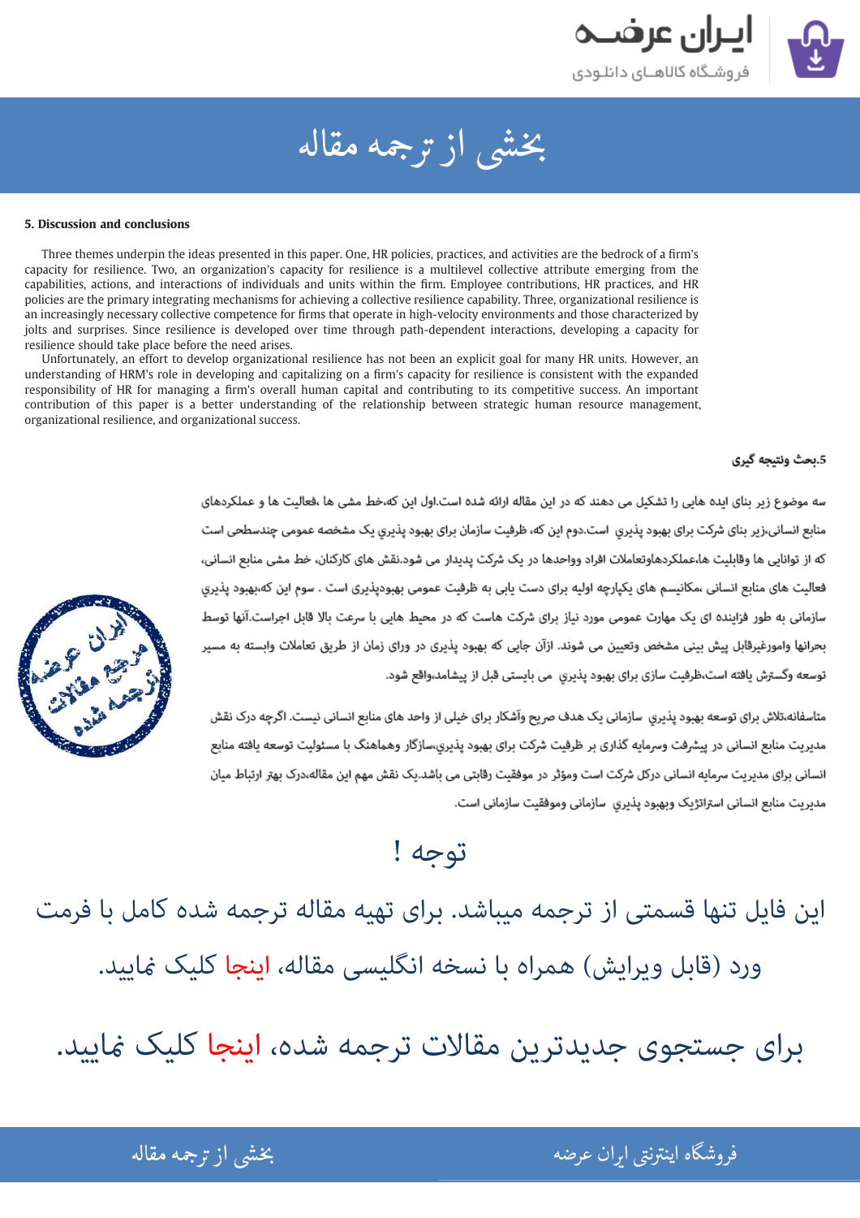# بخشی از ترجمه مقاله

**5. Discussion and conclusions**

Three themes underpin the ideas presented in this paper. One, HR policies, practices, and activities are the bedrock of a firm's capacity for resilience. Two, an organization's capacity for resilience is a multilevel collective attribute emerging from the capabilities, actions, and interactions of individuals and units within the firm. Employee contributions, HR practices, and HR policies are the primary integrating mechanisms for achieving a collective resilience capability. Three, organizational resilience is an increasingly necessary collective competence for firms that operate in high-velocity environments and those characterized by jolts and surprises. Since resilience is developed over time through path-dependent interactions, developing a capacity for resilience should take place before the need arises.

Unfortunately, an effort to develop organizational resilience has not been an explicit goal for many HR units. However, an understanding of HRM's role in developing and capitalizing on a firm's capacity for resilience is consistent with the expanded responsibility of HR for managing a firm's overall human capital and contributing to its competitive success. An important contribution of this paper is a better understanding of the relationship between strategic human resource management, organizational resilience, and organizational success.

**5.بحث ونتیجه گیری**

سه موضوع زیر بنای ایده هایی را تشکیل می دهند که در این مقاله ارائه شده است.اول این که،خط مشی ها ،فعالیت ها و عملکردهای منابع انسانی،زیر بنای شرکت برای بهبود پذیري است.دوم این که، ظرفیت سازمان براي بهبود پذیري یک مشخصه عمومی چندسطحی است که از توانایی ها وقابلیت ها،عملکردهاوتعاملات افراد وواحدها در یک شرکت پدیدار می شود.نقش های کارکنان، خط مشی منابع انسانی، فعالیت های منابع انسانی ،مکانیسم های یکپارچه اولیه برای دست یابی به ظرفیت عمومی بهبودپذیري است . سوم این که،بهبود پذیري سازمانی به طور فزاینده ای یک مهارت عمومی مورد نیاز براي شرکت هاست که در محیط هایی با سرعت بالا قابل اجراست.آنها توسط بحرانها واموغیرقابل پیش بینی مشخص وتعیین می شوند. ازآن جایی که بهبود پذیري در وراي زمان از طریق تعاملات وابسته به مسیر توسعه وگسترش یافته است،ظرفیت سازي براي بهبود پذیري می بایستی قبل از پیشامد،واقع شود.

متاسفانه،تلاش براي توسعه بهبود پذیري سازمانی یک هدف صریح وآشکار براي خیلی از واحد هاي منابع انسانی نیست. اگرچه درک نقش مدیریت منابع انسانی در پیشرفت وسرمایه گذاري بر ظرفیت شرکت براي بهبود پذیري،سازگار وهماهنگ با مسئولیت توسعه یافته منابع انسانی براي مدیریت سرمایه انسانی درکل شرکت است وموثر در موفقیت رقابتی می باشد.یک نقش مهم این مقاله،درک بهتر ارتباط میان مدیریت منابع انسانی استراتژیک وبهبود پذیري سازمانی وموفقیت سازمانی است.

توجه !

این فایل تنها قسمتی از ترجمه میباشد. برای تهیه مقاله ترجمه شده کامل با فرمت ورد (قابل ویرایش) همراه با نسخه انگلیسی مقاله، اینجا کلیک نمایید.

برای جستجوی جدیدترین مقالات ترجمه شده، اینجا کلیک نمایید.